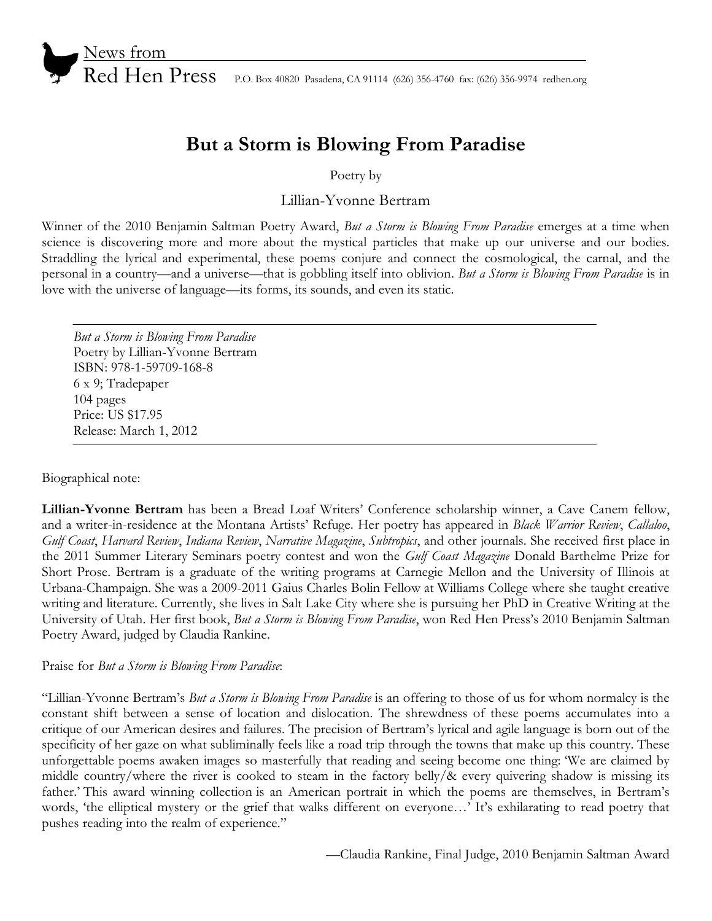News from
Red Hen Press P.O. Box 40820 Pasadena, CA 91114 (626) 356-4760 fax: (626) 356-9974 redhen.org

# But a Storm is Blowing From Paradise

Poetry by

Lillian-Yvonne Bertram

Winner of the 2010 Benjamin Saltman Poetry Award, *But a Storm is Blowing From Paradise* emerges at a time when science is discovering more and more about the mystical particles that make up our universe and our bodies. Straddling the lyrical and experimental, these poems conjure and connect the cosmological, the carnal, and the personal in a country—and a universe—that is gobbling itself into oblivion. *But a Storm is Blowing From Paradise* is in love with the universe of language—its forms, its sounds, and even its static.

---

*But a Storm is Blowing From Paradise*
Poetry by Lillian-Yvonne Bertram
ISBN: 978-1-59709-168-8
6 x 9; Tradepaper
104 pages
Price: US $17.95
Release: March 1, 2012

---

Biographical note:

**Lillian-Yvonne Bertram** has been a Bread Loaf Writers' Conference scholarship winner, a Cave Canem fellow, and a writer-in-residence at the Montana Artists' Refuge. Her poetry has appeared in *Black Warrior Review*, *Callaloo*, *Gulf Coast*, *Harvard Review*, *Indiana Review*, *Narrative Magazine*, *Subtropics*, and other journals. She received first place in the 2011 Summer Literary Seminars poetry contest and won the *Gulf Coast Magazine* Donald Barthelme Prize for Short Prose. Bertram is a graduate of the writing programs at Carnegie Mellon and the University of Illinois at Urbana-Champaign. She was a 2009-2011 Gaius Charles Bolin Fellow at Williams College where she taught creative writing and literature. Currently, she lives in Salt Lake City where she is pursuing her PhD in Creative Writing at the University of Utah. Her first book, *But a Storm is Blowing From Paradise*, won Red Hen Press's 2010 Benjamin Saltman Poetry Award, judged by Claudia Rankine.

Praise for *But a Storm is Blowing From Paradise*:

"Lillian-Yvonne Bertram's *But a Storm is Blowing From Paradise* is an offering to those of us for whom normalcy is the constant shift between a sense of location and dislocation. The shrewdness of these poems accumulates into a critique of our American desires and failures. The precision of Bertram's lyrical and agile language is born out of the specificity of her gaze on what subliminally feels like a road trip through the towns that make up this country. These unforgettable poems awaken images so masterfully that reading and seeing become one thing: 'We are claimed by middle country/where the river is cooked to steam in the factory belly/& every quivering shadow is missing its father.' This award winning collection is an American portrait in which the poems are themselves, in Bertram's words, 'the elliptical mystery or the grief that walks different on everyone…' It's exhilarating to read poetry that pushes reading into the realm of experience."

—Claudia Rankine, Final Judge, 2010 Benjamin Saltman Award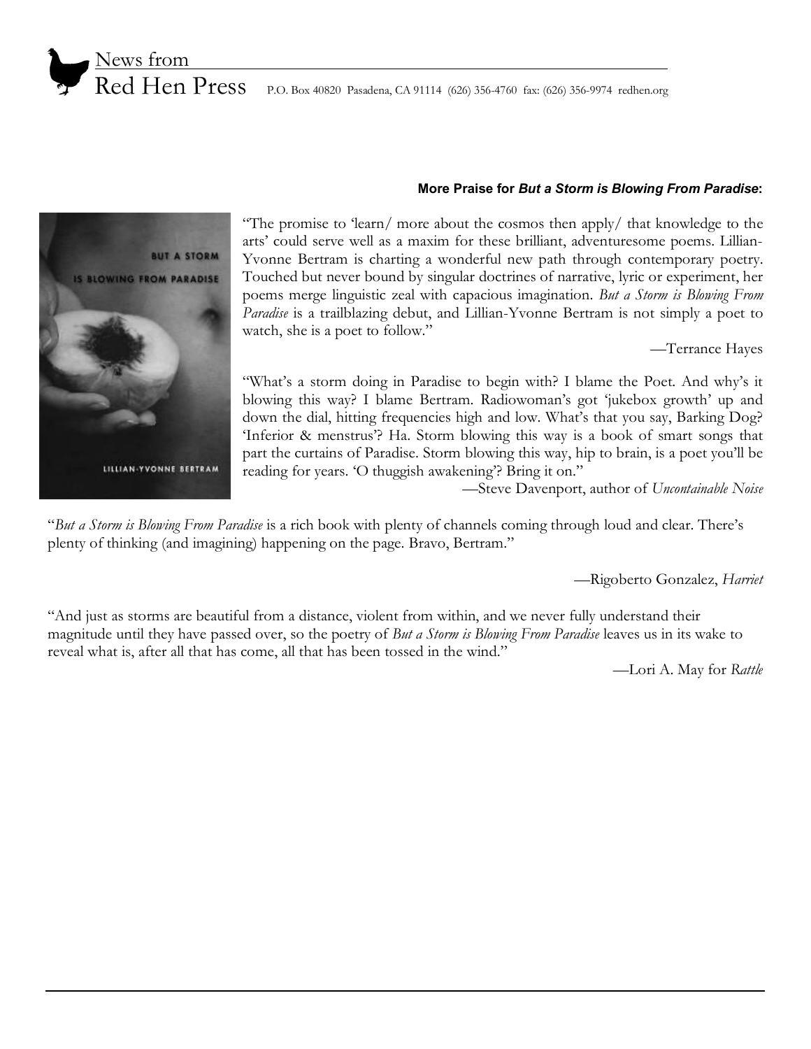News from
Red Hen Press P.O. Box 40820 Pasadena, CA 91114 (626) 356-4760 fax: (626) 356-9974 redhen.org

**More Praise for *But a Storm is Blowing From Paradise*:**

"The promise to 'learn/ more about the cosmos then apply/ that knowledge to the arts' could serve well as a maxim for these brilliant, adventuresome poems. Lillian-Yvonne Bertram is charting a wonderful new path through contemporary poetry. Touched but never bound by singular doctrines of narrative, lyric or experiment, her poems merge linguistic zeal with capacious imagination. *But a Storm is Blowing From Paradise* is a trailblazing debut, and Lillian-Yvonne Bertram is not simply a poet to watch, she is a poet to follow."

—Terrance Hayes

"What's a storm doing in Paradise to begin with? I blame the Poet. And why's it blowing this way? I blame Bertram. Radiowoman's got 'jukebox growth' up and down the dial, hitting frequencies high and low. What's that you say, Barking Dog? 'Inferior & menstrus'? Ha. Storm blowing this way is a book of smart songs that part the curtains of Paradise. Storm blowing this way, hip to brain, is a poet you'll be reading for years. 'O thuggish awakening'? Bring it on."

—Steve Davenport, author of *Uncontainable Noise*

"*But a Storm is Blowing From Paradise* is a rich book with plenty of channels coming through loud and clear. There's plenty of thinking (and imagining) happening on the page. Bravo, Bertram."

—Rigoberto Gonzalez, *Harriet*

"And just as storms are beautiful from a distance, violent from within, and we never fully understand their magnitude until they have passed over, so the poetry of *But a Storm is Blowing From Paradise* leaves us in its wake to reveal what is, after all that has come, all that has been tossed in the wind."

—Lori A. May for *Rattle*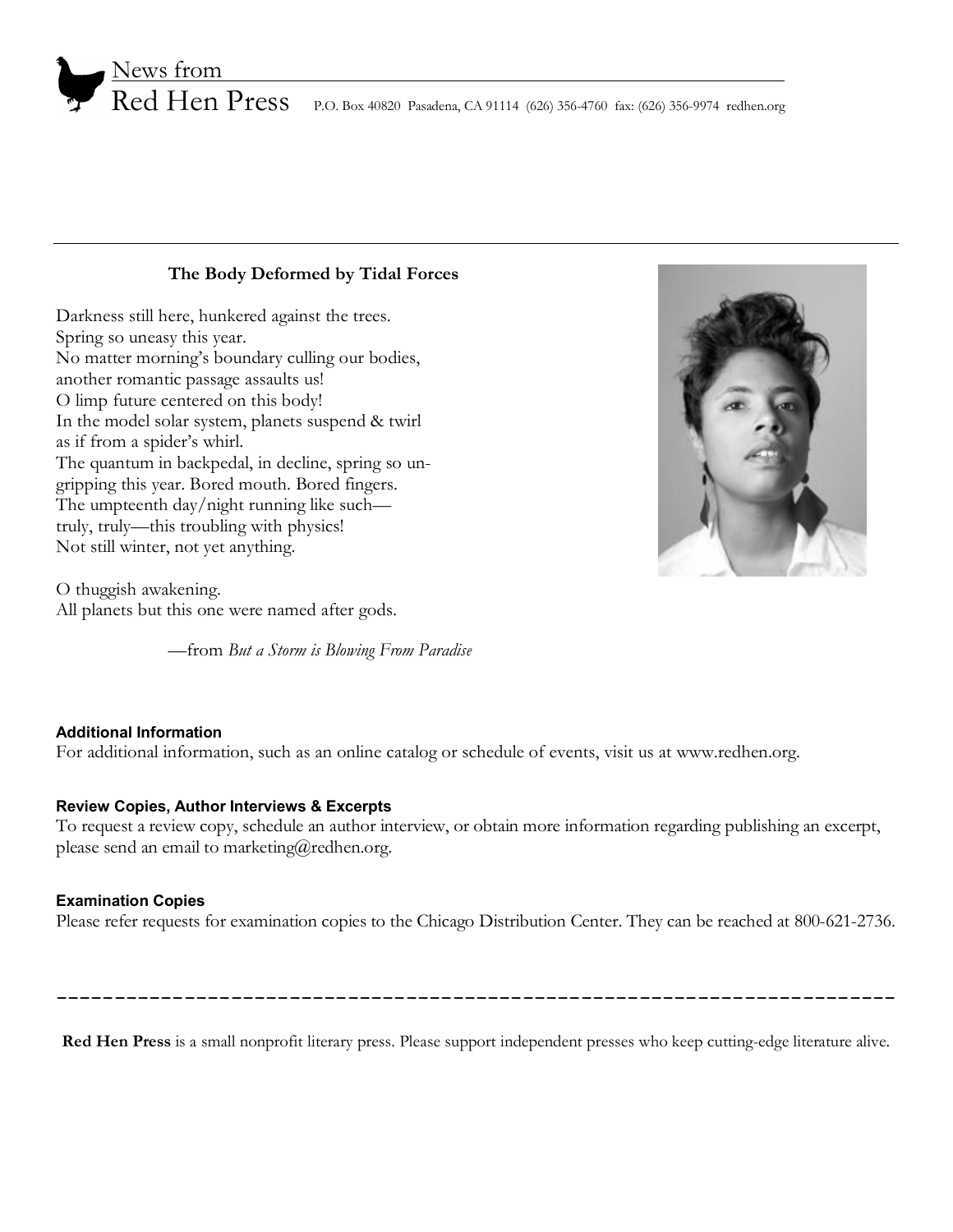News from
Red Hen Press P.O. Box 40820 Pasadena, CA 91114 (626) 356-4760 fax: (626) 356-9974 redhen.org

---

**The Body Deformed by Tidal Forces**

Darkness still here, hunkered against the trees.  
Spring so uneasy this year.  
No matter morning's boundary culling our bodies,  
another romantic passage assaults us!  
O limp future centered on this body!  
In the model solar system, planets suspend & twirl  
as if from a spider's whirl.  
The quantum in backpedal, in decline, spring so un-  
gripping this year. Bored mouth. Bored fingers.  
The umpteenth day/night running like such—  
truly, truly—this troubling with physics!  
Not still winter, not yet anything.

O thuggish awakening.  
All planets but this one were named after gods.

—from *But a Storm is Blowing From Paradise*

**Additional Information**

For additional information, such as an online catalog or schedule of events, visit us at www.redhen.org.

**Review Copies, Author Interviews & Excerpts**

To request a review copy, schedule an author interview, or obtain more information regarding publishing an excerpt, please send an email to marketing@redhen.org.

**Examination Copies**

Please refer requests for examination copies to the Chicago Distribution Center. They can be reached at 800-621-2736.

---

**Red Hen Press** is a small nonprofit literary press. Please support independent presses who keep cutting-edge literature alive.